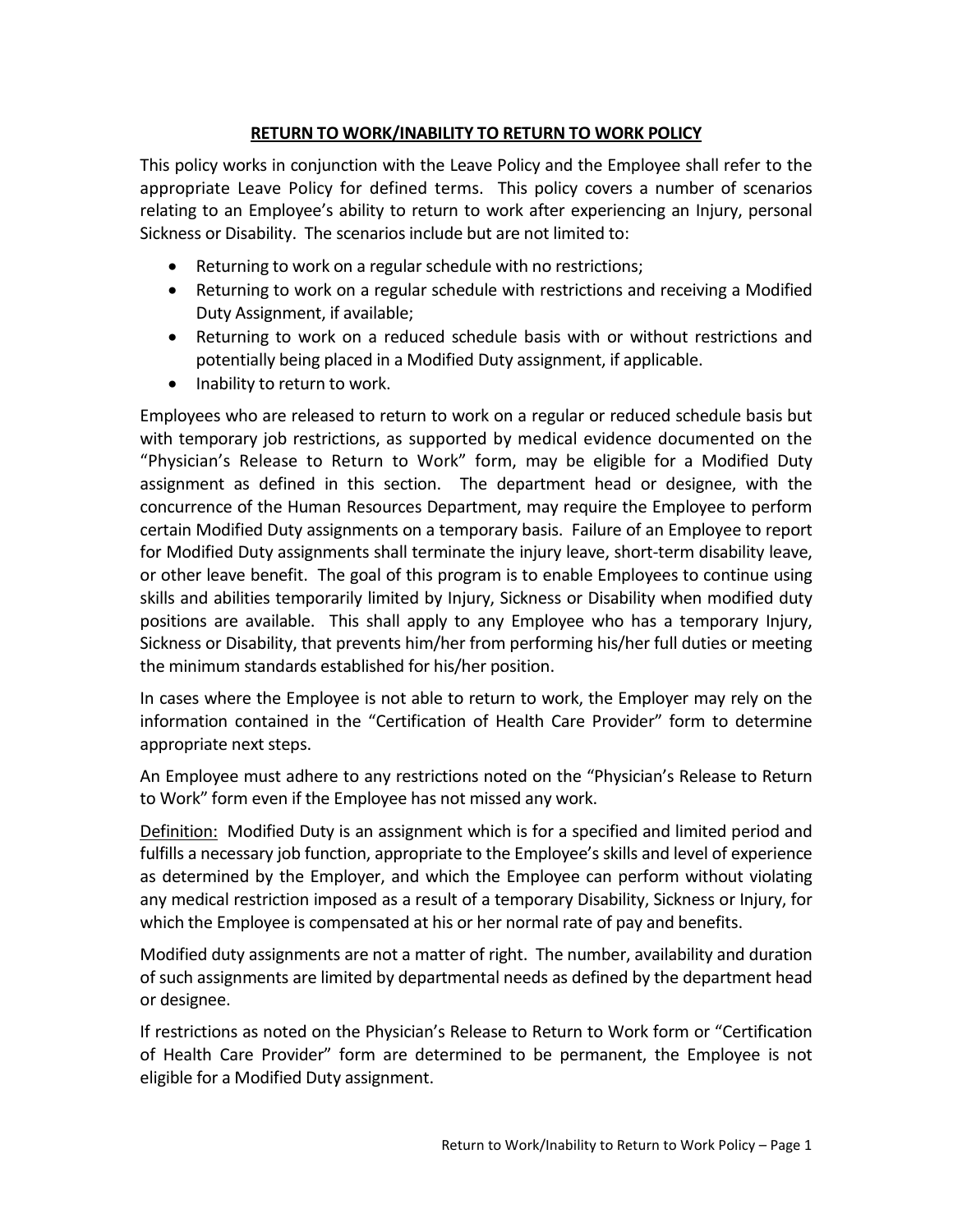# **RETURN TO WORK/INABILITY TO RETURN TO WORK POLICY**

This policy works in conjunction with the Leave Policy and the Employee shall refer to the appropriate Leave Policy for defined terms. This policy covers a number of scenarios relating to an Employee's ability to return to work after experiencing an Injury, personal Sickness or Disability. The scenarios include but are not limited to:

- Returning to work on a regular schedule with no restrictions;
- Returning to work on a regular schedule with restrictions and receiving a Modified Duty Assignment, if available;
- Returning to work on a reduced schedule basis with or without restrictions and potentially being placed in a Modified Duty assignment, if applicable.
- Inability to return to work.

Employees who are released to return to work on a regular or reduced schedule basis but with temporary job restrictions, as supported by medical evidence documented on the "Physician's Release to Return to Work" form, may be eligible for a Modified Duty assignment as defined in this section. The department head or designee, with the concurrence of the Human Resources Department, may require the Employee to perform certain Modified Duty assignments on a temporary basis. Failure of an Employee to report for Modified Duty assignments shall terminate the injury leave, short-term disability leave, or other leave benefit. The goal of this program is to enable Employees to continue using skills and abilities temporarily limited by Injury, Sickness or Disability when modified duty positions are available. This shall apply to any Employee who has a temporary Injury, Sickness or Disability, that prevents him/her from performing his/her full duties or meeting the minimum standards established for his/her position.

In cases where the Employee is not able to return to work, the Employer may rely on the information contained in the "Certification of Health Care Provider" form to determine appropriate next steps.

An Employee must adhere to any restrictions noted on the "Physician's Release to Return to Work" form even if the Employee has not missed any work.

<u>Definition:</u> Modified Duty is an assignment which is for a specified and limited period and fulfills a necessary job function, appropriate to the Employee's skills and level of experience as determined by the Employer, and which the Employee can perform without violating any medical restriction imposed as a result of a temporary Disability, Sickness or Injury, for which the Employee is compensated at his or her normal rate of pay and benefits.

Modified duty assignments are not a matter of right. The number, availability and duration of such assignments are limited by departmental needs as defined by the department head or designee.

If restrictions as noted on the Physician's Release to Return to Work form or "Certification of Health Care Provider" form are determined to be permanent, the Employee is not eligible for a Modified Duty assignment.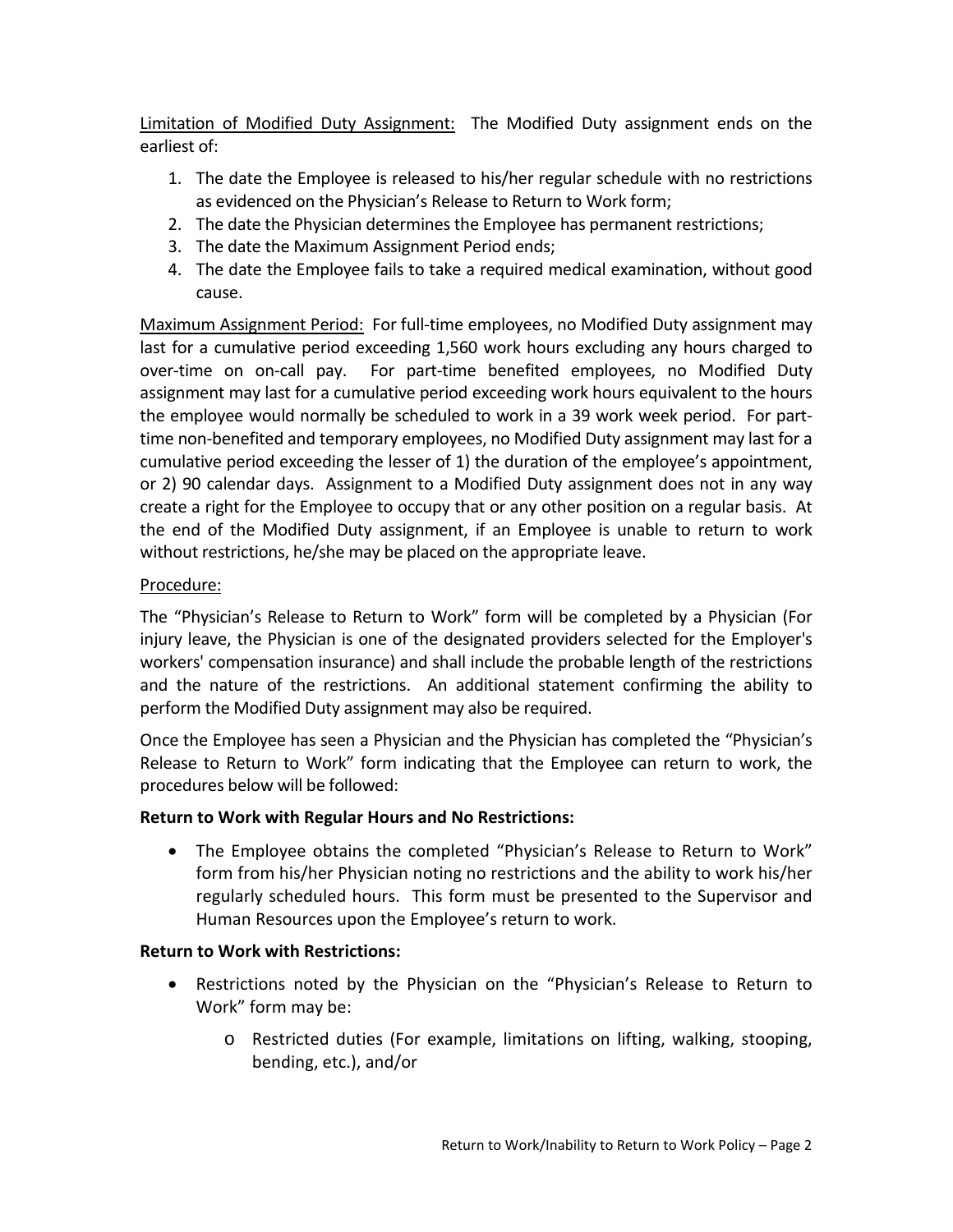<u>Limitation of Modified Duty Assignment:</u> The Modified Duty assignment ends on the earliest of:

1. The date the Employee is released to his/her regular schedule with no restrictions as evidenced on the Physician's Release to Return to Work form;
2. The date the Physician determines the Employee has permanent restrictions;
3. The date the Maximum Assignment Period ends;
4. The date the Employee fails to take a required medical examination, without good cause.

<u>Maximum Assignment Period:</u> For full-time employees, no Modified Duty assignment may last for a cumulative period exceeding 1,560 work hours excluding any hours charged to over-time on on-call pay. For part-time benefited employees, no Modified Duty assignment may last for a cumulative period exceeding work hours equivalent to the hours the employee would normally be scheduled to work in a 39 work week period. For part-time non-benefited and temporary employees, no Modified Duty assignment may last for a cumulative period exceeding the lesser of 1) the duration of the employee's appointment, or 2) 90 calendar days. Assignment to a Modified Duty assignment does not in any way create a right for the Employee to occupy that or any other position on a regular basis. At the end of the Modified Duty assignment, if an Employee is unable to return to work without restrictions, he/she may be placed on the appropriate leave.

<u>Procedure:</u>

The "Physician's Release to Return to Work" form will be completed by a Physician (For injury leave, the Physician is one of the designated providers selected for the Employer's workers' compensation insurance) and shall include the probable length of the restrictions and the nature of the restrictions. An additional statement confirming the ability to perform the Modified Duty assignment may also be required.

Once the Employee has seen a Physician and the Physician has completed the "Physician's Release to Return to Work" form indicating that the Employee can return to work, the procedures below will be followed:

**Return to Work with Regular Hours and No Restrictions:**

- The Employee obtains the completed "Physician's Release to Return to Work" form from his/her Physician noting no restrictions and the ability to work his/her regularly scheduled hours. This form must be presented to the Supervisor and Human Resources upon the Employee's return to work.

**Return to Work with Restrictions:**

- Restrictions noted by the Physician on the "Physician's Release to Return to Work" form may be:
    - Restricted duties (For example, limitations on lifting, walking, stooping, bending, etc.), and/or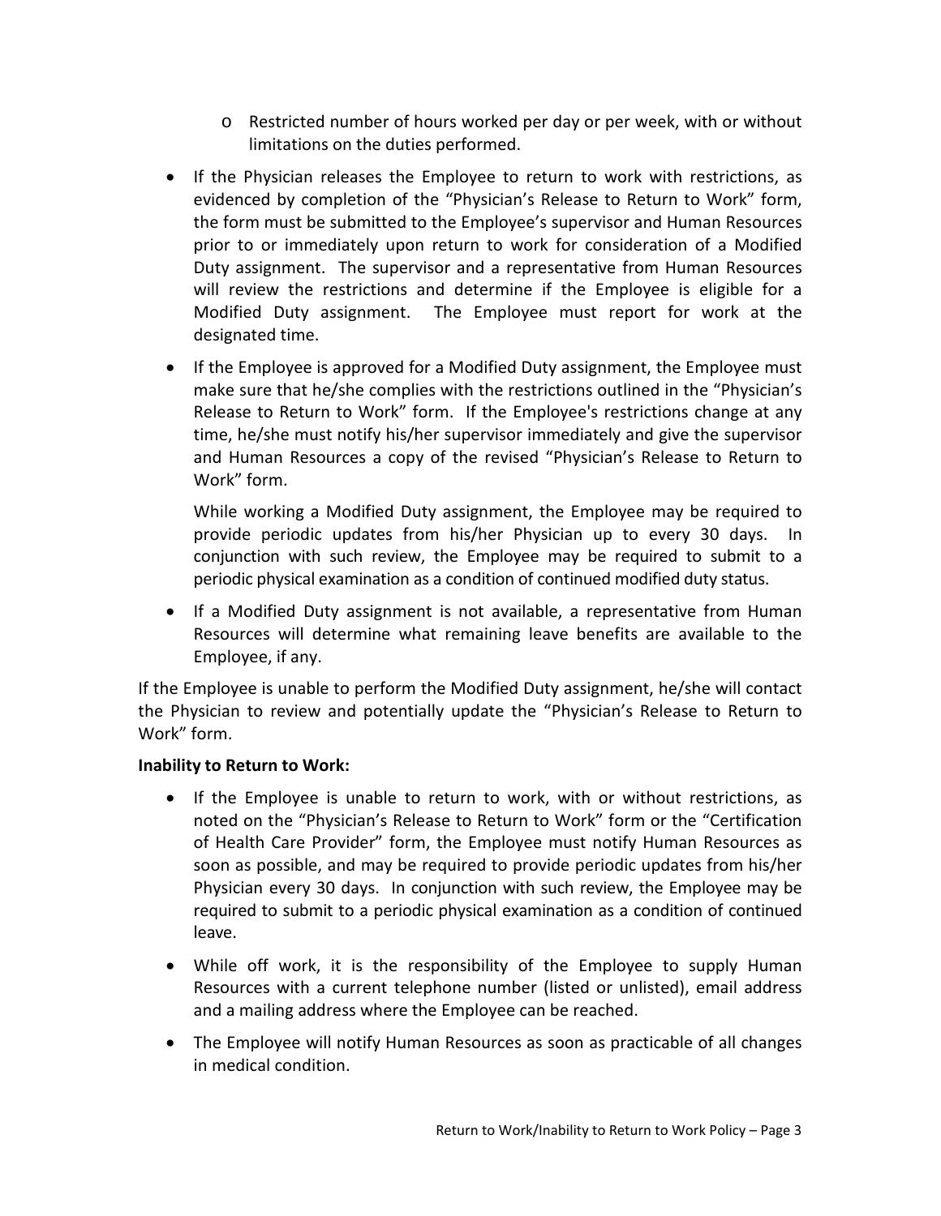- Restricted number of hours worked per day or per week, with or without limitations on the duties performed.

- If the Physician releases the Employee to return to work with restrictions, as evidenced by completion of the "Physician's Release to Return to Work" form, the form must be submitted to the Employee's supervisor and Human Resources prior to or immediately upon return to work for consideration of a Modified Duty assignment. The supervisor and a representative from Human Resources will review the restrictions and determine if the Employee is eligible for a Modified Duty assignment. The Employee must report for work at the designated time.

- If the Employee is approved for a Modified Duty assignment, the Employee must make sure that he/she complies with the restrictions outlined in the "Physician's Release to Return to Work" form. If the Employee's restrictions change at any time, he/she must notify his/her supervisor immediately and give the supervisor and Human Resources a copy of the revised "Physician's Release to Return to Work" form.

  While working a Modified Duty assignment, the Employee may be required to provide periodic updates from his/her Physician up to every 30 days. In conjunction with such review, the Employee may be required to submit to a periodic physical examination as a condition of continued modified duty status.

- If a Modified Duty assignment is not available, a representative from Human Resources will determine what remaining leave benefits are available to the Employee, if any.

If the Employee is unable to perform the Modified Duty assignment, he/she will contact the Physician to review and potentially update the "Physician's Release to Return to Work" form.

**Inability to Return to Work:**

- If the Employee is unable to return to work, with or without restrictions, as noted on the "Physician's Release to Return to Work" form or the "Certification of Health Care Provider" form, the Employee must notify Human Resources as soon as possible, and may be required to provide periodic updates from his/her Physician every 30 days. In conjunction with such review, the Employee may be required to submit to a periodic physical examination as a condition of continued leave.

- While off work, it is the responsibility of the Employee to supply Human Resources with a current telephone number (listed or unlisted), email address and a mailing address where the Employee can be reached.

- The Employee will notify Human Resources as soon as practicable of all changes in medical condition.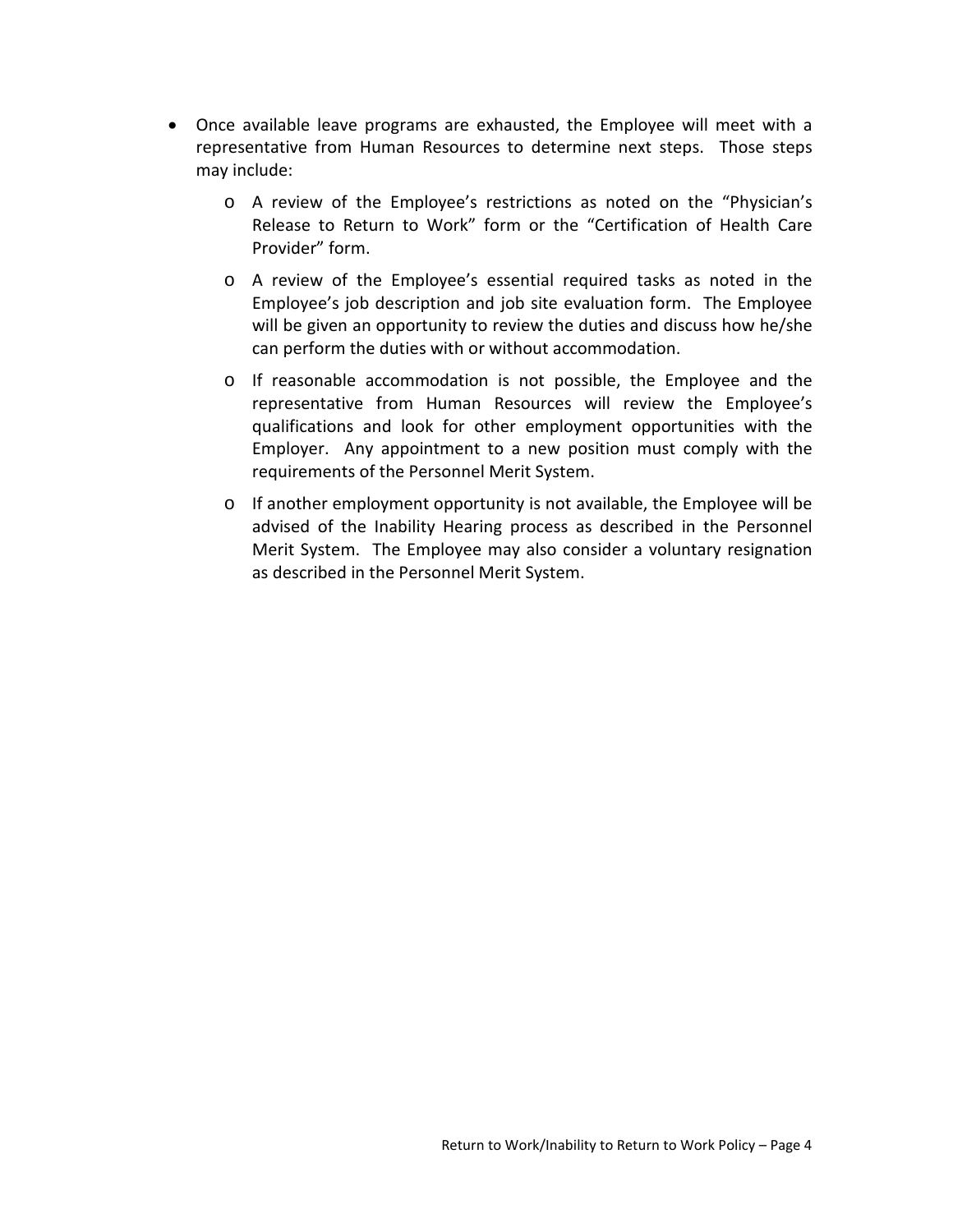- Once available leave programs are exhausted, the Employee will meet with a representative from Human Resources to determine next steps. Those steps may include:
  - A review of the Employee's restrictions as noted on the "Physician's Release to Return to Work" form or the "Certification of Health Care Provider" form.
  - A review of the Employee's essential required tasks as noted in the Employee's job description and job site evaluation form. The Employee will be given an opportunity to review the duties and discuss how he/she can perform the duties with or without accommodation.
  - If reasonable accommodation is not possible, the Employee and the representative from Human Resources will review the Employee's qualifications and look for other employment opportunities with the Employer. Any appointment to a new position must comply with the requirements of the Personnel Merit System.
  - If another employment opportunity is not available, the Employee will be advised of the Inability Hearing process as described in the Personnel Merit System. The Employee may also consider a voluntary resignation as described in the Personnel Merit System.